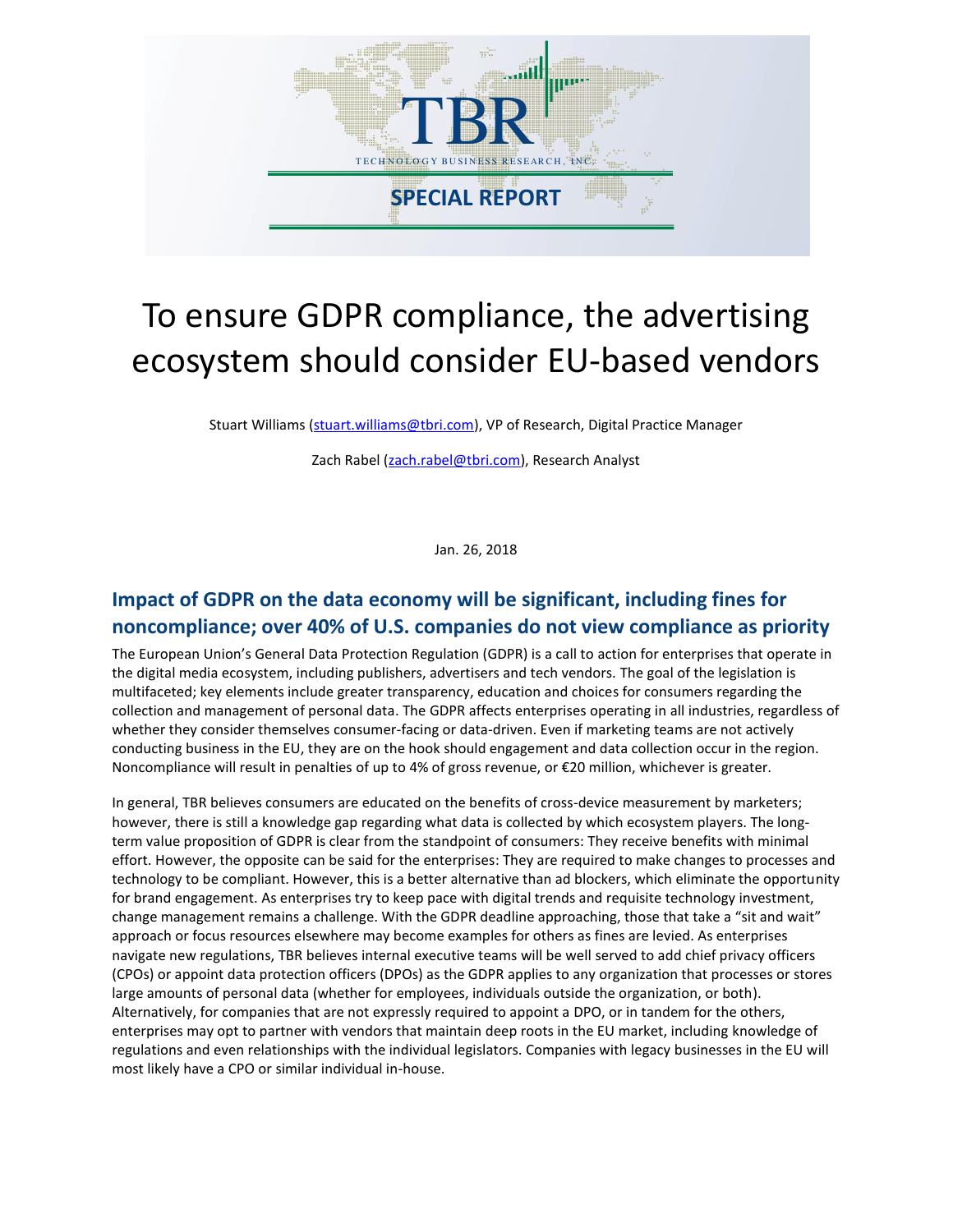TBR

TECHNOLOGY BUSINESS RESEARCH, INC.

SPECIAL REPORT

# To ensure GDPR compliance, the advertising ecosystem should consider EU-based vendors

Stuart Williams (stuart.williams@tbri.com), VP of Research, Digital Practice Manager

Zach Rabel (zach.rabel@tbri.com), Research Analyst

Jan. 26, 2018

## Impact of GDPR on the data economy will be significant, including fines for noncompliance; over 40% of U.S. companies do not view compliance as priority

The European Union's General Data Protection Regulation (GDPR) is a call to action for enterprises that operate in the digital media ecosystem, including publishers, advertisers and tech vendors. The goal of the legislation is multifaceted; key elements include greater transparency, education and choices for consumers regarding the collection and management of personal data. The GDPR affects enterprises operating in all industries, regardless of whether they consider themselves consumer-facing or data-driven. Even if marketing teams are not actively conducting business in the EU, they are on the hook should engagement and data collection occur in the region. Noncompliance will result in penalties of up to 4% of gross revenue, or €20 million, whichever is greater.

In general, TBR believes consumers are educated on the benefits of cross-device measurement by marketers; however, there is still a knowledge gap regarding what data is collected by which ecosystem players. The long-term value proposition of GDPR is clear from the standpoint of consumers: They receive benefits with minimal effort. However, the opposite can be said for the enterprises: They are required to make changes to processes and technology to be compliant. However, this is a better alternative than ad blockers, which eliminate the opportunity for brand engagement. As enterprises try to keep pace with digital trends and requisite technology investment, change management remains a challenge. With the GDPR deadline approaching, those that take a "sit and wait" approach or focus resources elsewhere may become examples for others as fines are levied. As enterprises navigate new regulations, TBR believes internal executive teams will be well served to add chief privacy officers (CPOs) or appoint data protection officers (DPOs) as the GDPR applies to any organization that processes or stores large amounts of personal data (whether for employees, individuals outside the organization, or both). Alternatively, for companies that are not expressly required to appoint a DPO, or in tandem for the others, enterprises may opt to partner with vendors that maintain deep roots in the EU market, including knowledge of regulations and even relationships with the individual legislators. Companies with legacy businesses in the EU will most likely have a CPO or similar individual in-house.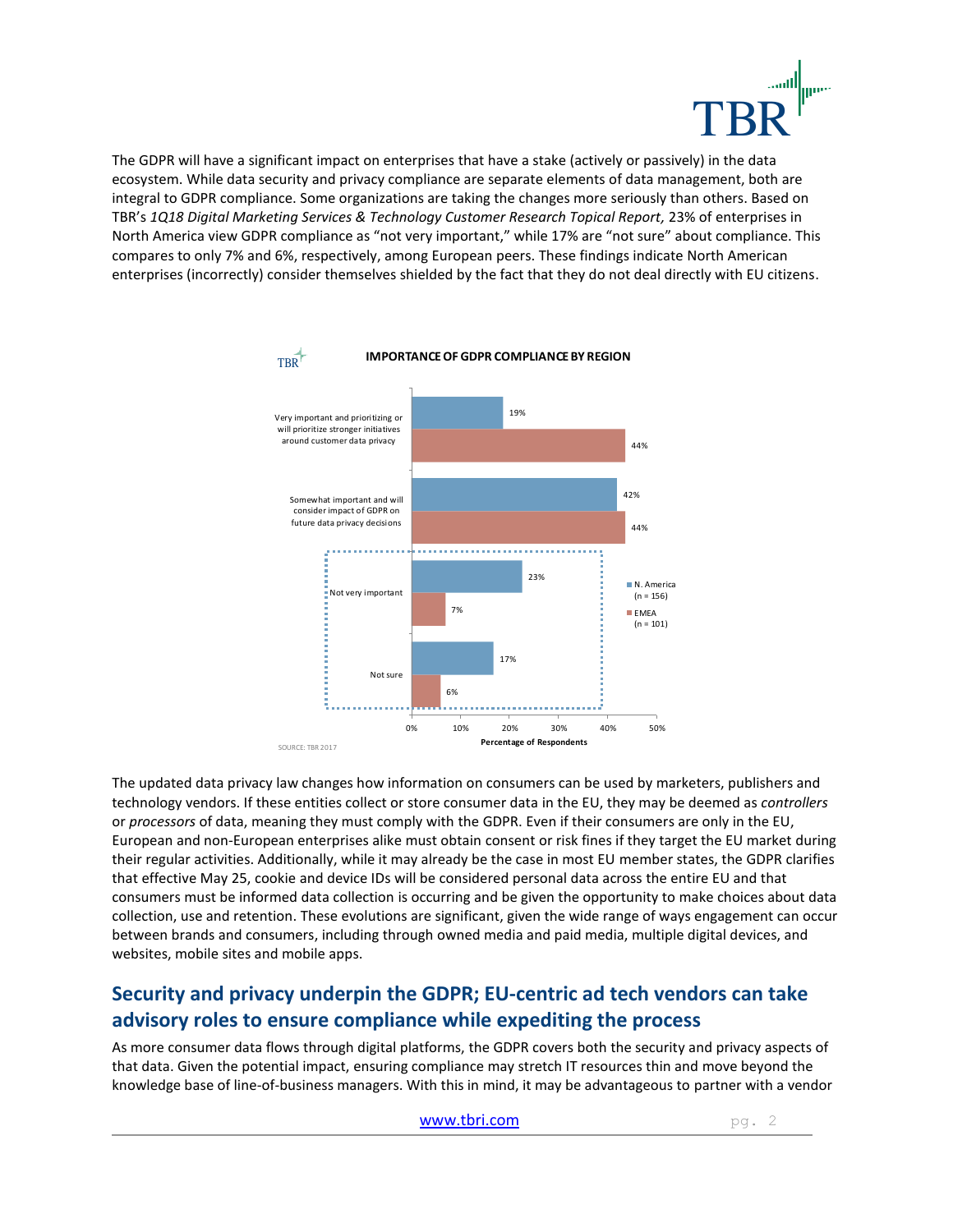The GDPR will have a significant impact on enterprises that have a stake (actively or passively) in the data ecosystem. While data security and privacy compliance are separate elements of data management, both are integral to GDPR compliance. Some organizations are taking the changes more seriously than others. Based on TBR's *1Q18 Digital Marketing Services & Technology Customer Research Topical Report,* 23% of enterprises in North America view GDPR compliance as "not very important," while 17% are "not sure" about compliance. This compares to only 7% and 6%, respectively, among European peers. These findings indicate North American enterprises (incorrectly) consider themselves shielded by the fact that they do not deal directly with EU citizens.

IMPORTANCE OF GDPR COMPLIANCE BY REGION

Very important and prioritizing or will prioritize stronger initiatives around customer data privacy
19%
44%

Somewhat important and will consider impact of GDPR on future data privacy decisions
42%
44%

Not very important
23%
7%

Not sure
17%
6%

N. America (n = 156)
EMEA (n = 101)

0% 10% 20% 30% 40% 50%
Percentage of Respondents

SOURCE: TBR 2017

The updated data privacy law changes how information on consumers can be used by marketers, publishers and technology vendors. If these entities collect or store consumer data in the EU, they may be deemed as *controllers* or *processors* of data, meaning they must comply with the GDPR. Even if their consumers are only in the EU, European and non-European enterprises alike must obtain consent or risk fines if they target the EU market during their regular activities. Additionally, while it may already be the case in most EU member states, the GDPR clarifies that effective May 25, cookie and device IDs will be considered personal data across the entire EU and that consumers must be informed data collection is occurring and be given the opportunity to make choices about data collection, use and retention. These evolutions are significant, given the wide range of ways engagement can occur between brands and consumers, including through owned media and paid media, multiple digital devices, and websites, mobile sites and mobile apps.

## Security and privacy underpin the GDPR; EU-centric ad tech vendors can take advisory roles to ensure compliance while expediting the process

As more consumer data flows through digital platforms, the GDPR covers both the security and privacy aspects of that data. Given the potential impact, ensuring compliance may stretch IT resources thin and move beyond the knowledge base of line-of-business managers. With this in mind, it may be advantageous to partner with a vendor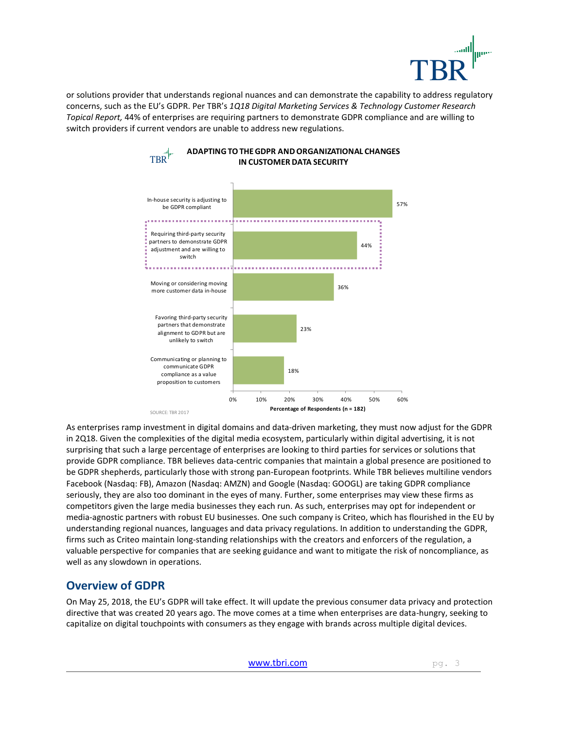or solutions provider that understands regional nuances and can demonstrate the capability to address regulatory concerns, such as the EU's GDPR. Per TBR's *1Q18 Digital Marketing Services & Technology Customer Research Topical Report,* 44% of enterprises are requiring partners to demonstrate GDPR compliance and are willing to switch providers if current vendors are unable to address new regulations.

**ADAPTING TO THE GDPR AND ORGANIZATIONAL CHANGES IN CUSTOMER DATA SECURITY**

In-house security is adjusting to be GDPR compliant
57%

Requiring third-party security partners to demonstrate GDPR adjustment and are willing to switch
44%

Moving or considering moving more customer data in-house
36%

Favoring third-party security partners that demonstrate alignment to GDPR but are unlikely to switch
23%

Communicating or planning to communicate GDPR compliance as a value proposition to customers
18%

0% 10% 20% 30% 40% 50% 60%

Percentage of Respondents (n = 182)

SOURCE: TBR 2017

As enterprises ramp investment in digital domains and data-driven marketing, they must now adjust for the GDPR in 2Q18. Given the complexities of the digital media ecosystem, particularly within digital advertising, it is not surprising that such a large percentage of enterprises are looking to third parties for services or solutions that provide GDPR compliance. TBR believes data-centric companies that maintain a global presence are positioned to be GDPR shepherds, particularly those with strong pan-European footprints. While TBR believes multiline vendors Facebook (Nasdaq: FB), Amazon (Nasdaq: AMZN) and Google (Nasdaq: GOOGL) are taking GDPR compliance seriously, they are also too dominant in the eyes of many. Further, some enterprises may view these firms as competitors given the large media businesses they each run. As such, enterprises may opt for independent or media-agnostic partners with robust EU businesses. One such company is Criteo, which has flourished in the EU by understanding regional nuances, languages and data privacy regulations. In addition to understanding the GDPR, firms such as Criteo maintain long-standing relationships with the creators and enforcers of the regulation, a valuable perspective for companies that are seeking guidance and want to mitigate the risk of noncompliance, as well as any slowdown in operations.

## Overview of GDPR

On May 25, 2018, the EU's GDPR will take effect. It will update the previous consumer data privacy and protection directive that was created 20 years ago. The move comes at a time when enterprises are data-hungry, seeking to capitalize on digital touchpoints with consumers as they engage with brands across multiple digital devices.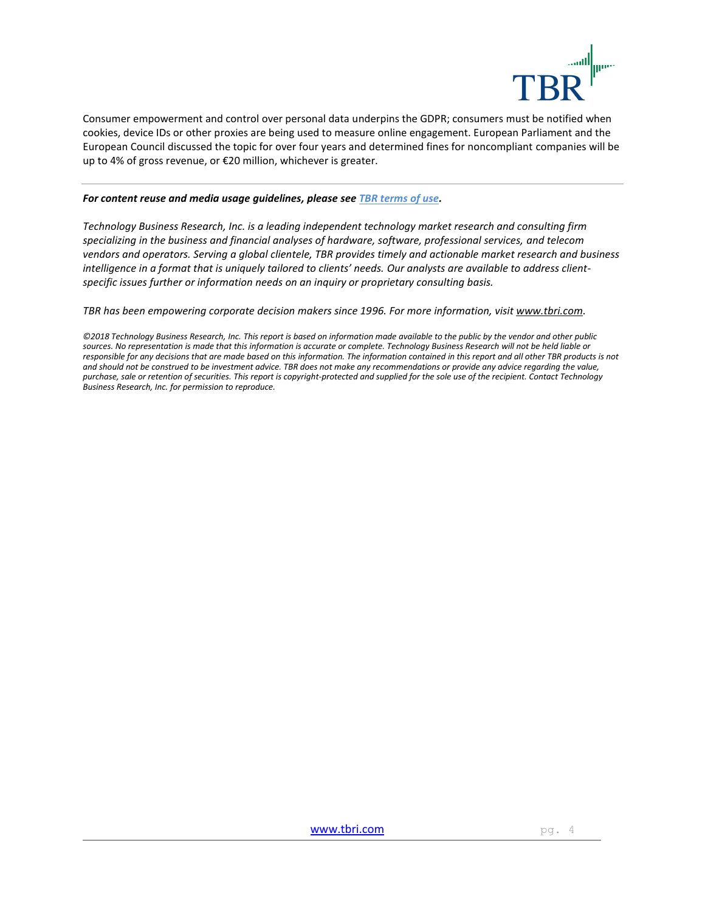Consumer empowerment and control over personal data underpins the GDPR; consumers must be notified when cookies, device IDs or other proxies are being used to measure online engagement. European Parliament and the European Council discussed the topic for over four years and determined fines for noncompliant companies will be up to 4% of gross revenue, or €20 million, whichever is greater.

---

***For content reuse and media usage guidelines, please see [TBR terms of use](https://www.tbri.com).***

*Technology Business Research, Inc. is a leading independent technology market research and consulting firm specializing in the business and financial analyses of hardware, software, professional services, and telecom vendors and operators. Serving a global clientele, TBR provides timely and actionable market research and business intelligence in a format that is uniquely tailored to clients' needs. Our analysts are available to address client-specific issues further or information needs on an inquiry or proprietary consulting basis.*

*TBR has been empowering corporate decision makers since 1996. For more information, visit [www.tbri.com](http://www.tbri.com).*

*©2018 Technology Business Research, Inc. This report is based on information made available to the public by the vendor and other public sources. No representation is made that this information is accurate or complete. Technology Business Research will not be held liable or responsible for any decisions that are made based on this information. The information contained in this report and all other TBR products is not and should not be construed to be investment advice. TBR does not make any recommendations or provide any advice regarding the value, purchase, sale or retention of securities. This report is copyright-protected and supplied for the sole use of the recipient. Contact Technology Business Research, Inc. for permission to reproduce.*